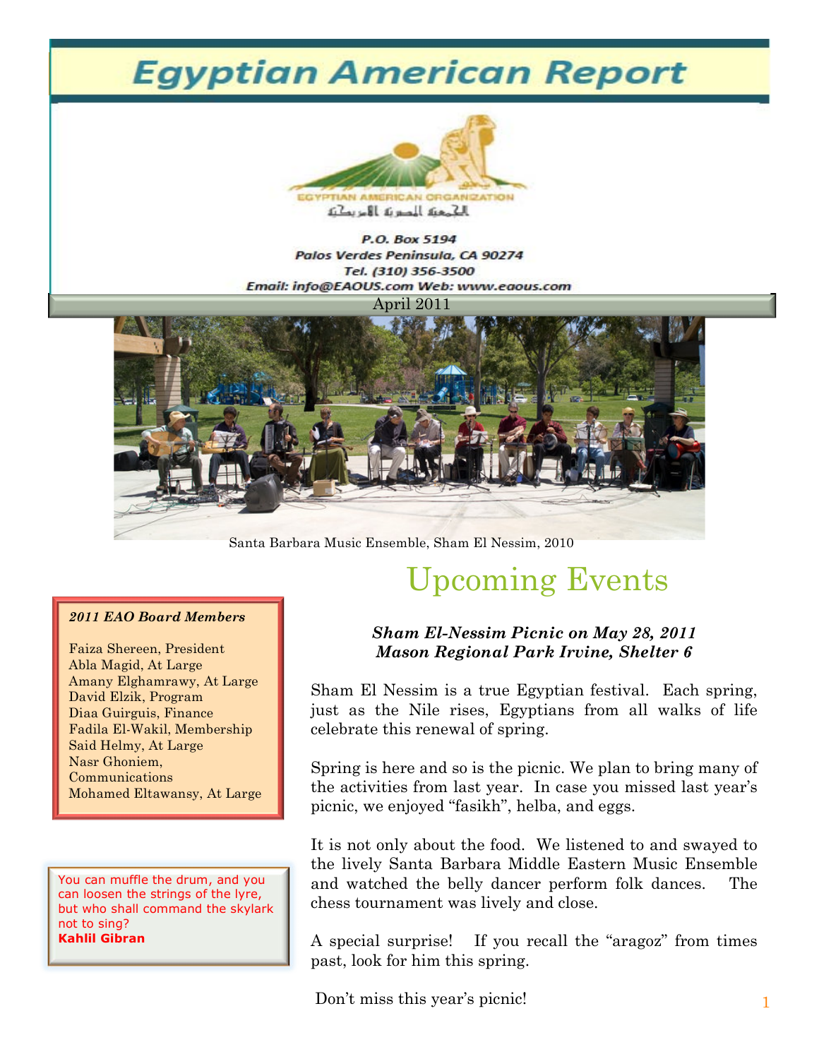# Egyptian American Report

EGYPTIAN AMERICAN ORGANIZATION

الجمعية المصرية الأمريكية

**P.O. Box 5194**
**Palos Verdes Peninsula, CA 90274**
**Tel. (310) 356-3500**
**Email: info@EAOUS.com Web: www.eaous.com**

April 2011

Santa Barbara Music Ensemble, Sham El Nessim, 2010

***2011 EAO Board Members***

Faiza Shereen, President
Abla Magid, At Large
Amany Elghamrawy, At Large
David Elzik, Program
Diaa Guirguis, Finance
Fadila El-Wakil, Membership
Said Helmy, At Large
Nasr Ghoniem, Communications
Mohamed Eltawansy, At Large

You can muffle the drum, and you can loosen the strings of the lyre, but who shall command the skylark not to sing?
**Kahlil Gibran**

## Upcoming Events

***Sham El-Nessim Picnic on May 28, 2011***
***Mason Regional Park Irvine, Shelter 6***

Sham El Nessim is a true Egyptian festival. Each spring, just as the Nile rises, Egyptians from all walks of life celebrate this renewal of spring.

Spring is here and so is the picnic. We plan to bring many of the activities from last year. In case you missed last year's picnic, we enjoyed "fasikh", helba, and eggs.

It is not only about the food. We listened to and swayed to the lively Santa Barbara Middle Eastern Music Ensemble and watched the belly dancer perform folk dances. The chess tournament was lively and close.

A special surprise! If you recall the "aragoz" from times past, look for him this spring.

Don't miss this year's picnic!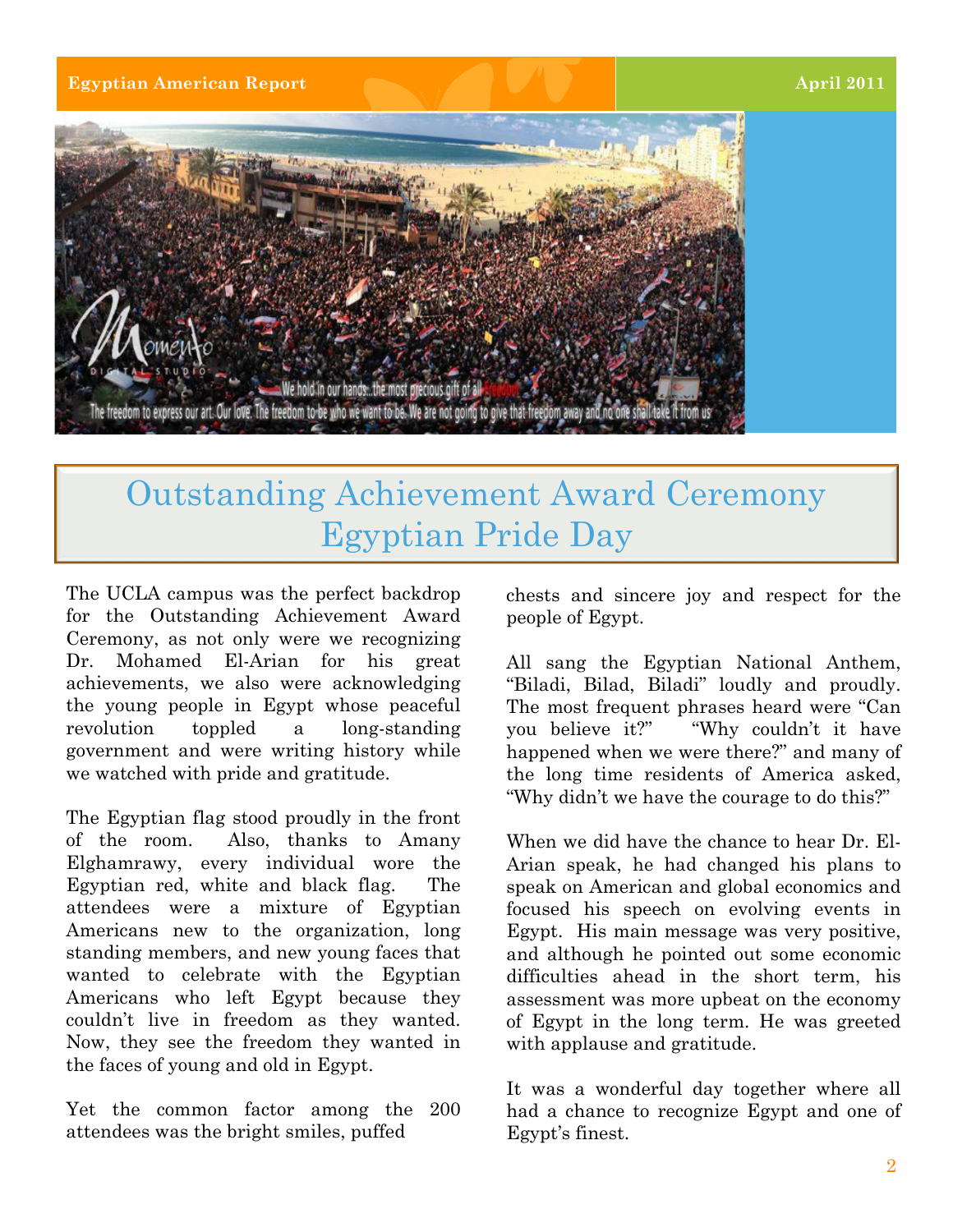# Outstanding Achievement Award Ceremony Egyptian Pride Day

The UCLA campus was the perfect backdrop for the Outstanding Achievement Award Ceremony, as not only were we recognizing Dr. Mohamed El-Arian for his great achievements, we also were acknowledging the young people in Egypt whose peaceful revolution toppled a long-standing government and were writing history while we watched with pride and gratitude.

The Egyptian flag stood proudly in the front of the room. Also, thanks to Amany Elghamrawy, every individual wore the Egyptian red, white and black flag. The attendees were a mixture of Egyptian Americans new to the organization, long standing members, and new young faces that wanted to celebrate with the Egyptian Americans who left Egypt because they couldn't live in freedom as they wanted. Now, they see the freedom they wanted in the faces of young and old in Egypt.

Yet the common factor among the 200 attendees was the bright smiles, puffed chests and sincere joy and respect for the people of Egypt.

All sang the Egyptian National Anthem, "Biladi, Bilad, Biladi" loudly and proudly. The most frequent phrases heard were "Can you believe it?" "Why couldn't it have happened when we were there?" and many of the long time residents of America asked, "Why didn't we have the courage to do this?"

When we did have the chance to hear Dr. El-Arian speak, he had changed his plans to speak on American and global economics and focused his speech on evolving events in Egypt. His main message was very positive, and although he pointed out some economic difficulties ahead in the short term, his assessment was more upbeat on the economy of Egypt in the long term. He was greeted with applause and gratitude.

It was a wonderful day together where all had a chance to recognize Egypt and one of Egypt's finest.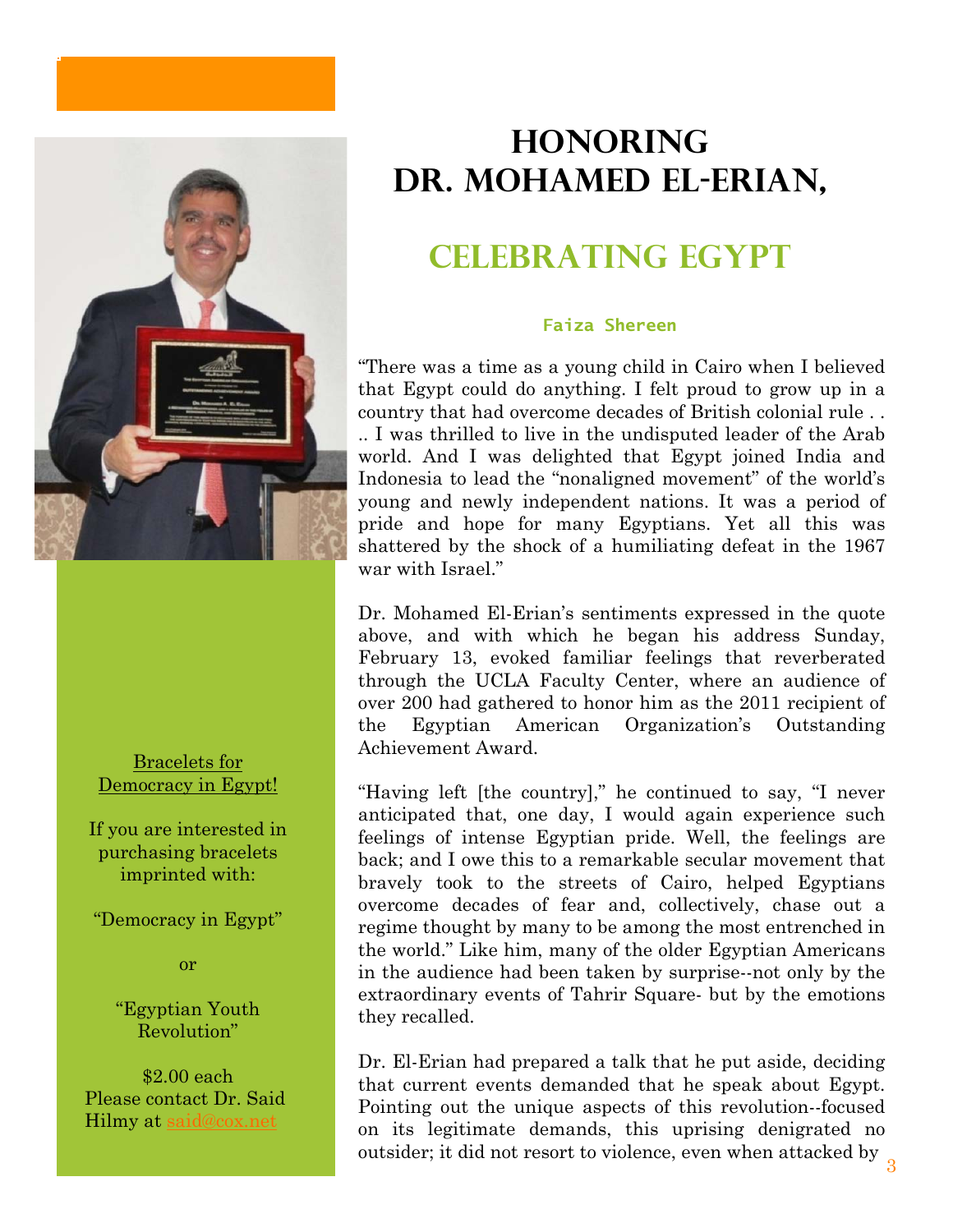# HONORING DR. MOHAMED EL-ERIAN,

## CELEBRATING EGYPT

**Faiza Shereen**

"There was a time as a young child in Cairo when I believed that Egypt could do anything. I felt proud to grow up in a country that had overcome decades of British colonial rule . . .. I was thrilled to live in the undisputed leader of the Arab world. And I was delighted that Egypt joined India and Indonesia to lead the "nonaligned movement" of the world's young and newly independent nations. It was a period of pride and hope for many Egyptians. Yet all this was shattered by the shock of a humiliating defeat in the 1967 war with Israel."

Dr. Mohamed El-Erian's sentiments expressed in the quote above, and with which he began his address Sunday, February 13, evoked familiar feelings that reverberated through the UCLA Faculty Center, where an audience of over 200 had gathered to honor him as the 2011 recipient of the Egyptian American Organization's Outstanding Achievement Award.

"Having left [the country]," he continued to say, "I never anticipated that, one day, I would again experience such feelings of intense Egyptian pride. Well, the feelings are back; and I owe this to a remarkable secular movement that bravely took to the streets of Cairo, helped Egyptians overcome decades of fear and, collectively, chase out a regime thought by many to be among the most entrenched in the world." Like him, many of the older Egyptian Americans in the audience had been taken by surprise--not only by the extraordinary events of Tahrir Square- but by the emotions they recalled.

Dr. El-Erian had prepared a talk that he put aside, deciding that current events demanded that he speak about Egypt. Pointing out the unique aspects of this revolution--focused on its legitimate demands, this uprising denigrated no outsider; it did not resort to violence, even when attacked by

Bracelets for Democracy in Egypt!

If you are interested in purchasing bracelets imprinted with:

"Democracy in Egypt"

or

"Egyptian Youth Revolution"

$2.00 each
Please contact Dr. Said Hilmy at said@cox.net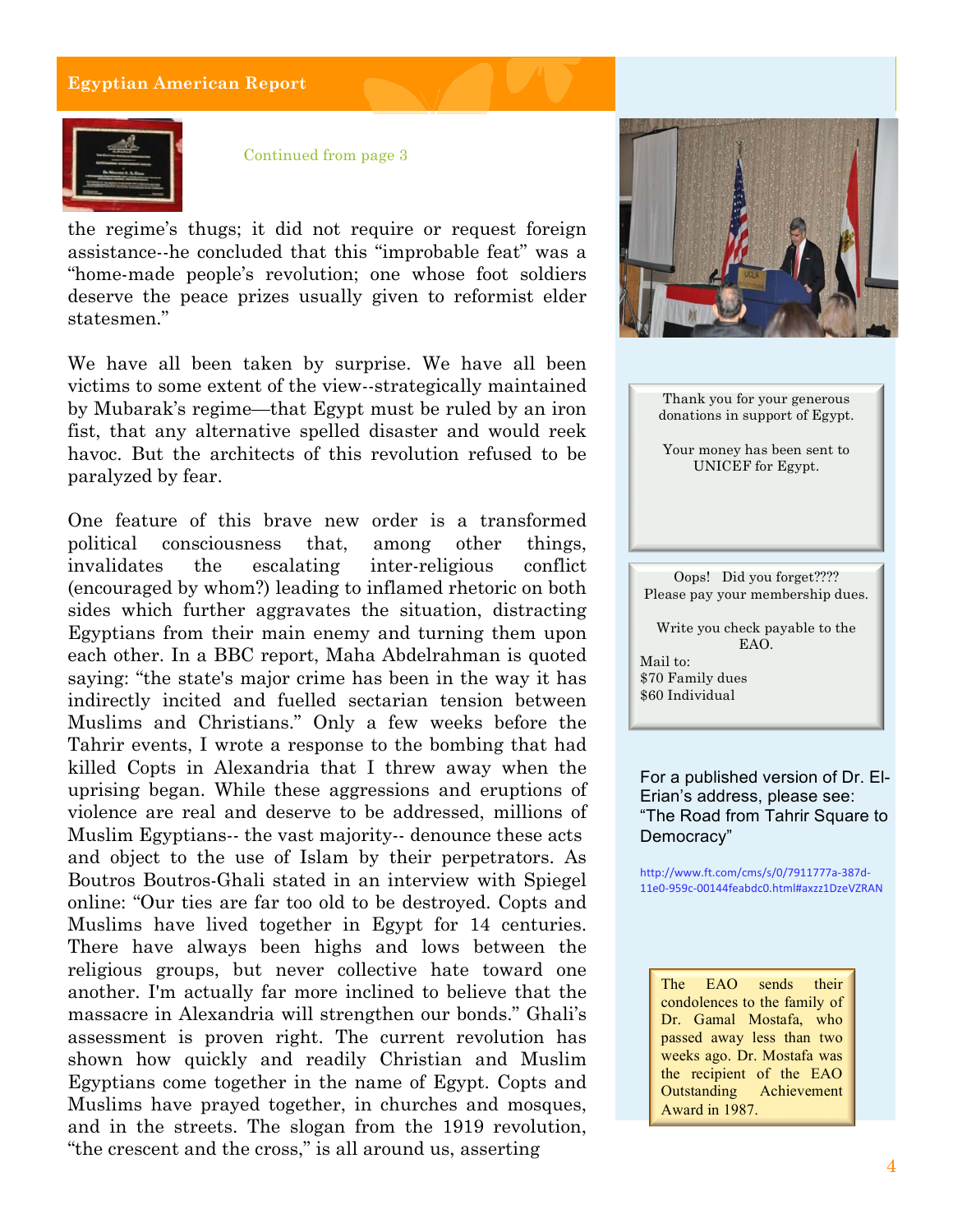Continued from page 3

the regime's thugs; it did not require or request foreign assistance--he concluded that this "improbable feat" was a "home-made people's revolution; one whose foot soldiers deserve the peace prizes usually given to reformist elder statesmen."

We have all been taken by surprise. We have all been victims to some extent of the view--strategically maintained by Mubarak's regime—that Egypt must be ruled by an iron fist, that any alternative spelled disaster and would reek havoc. But the architects of this revolution refused to be paralyzed by fear.

One feature of this brave new order is a transformed political consciousness that, among other things, invalidates the escalating inter-religious conflict (encouraged by whom?) leading to inflamed rhetoric on both sides which further aggravates the situation, distracting Egyptians from their main enemy and turning them upon each other. In a BBC report, Maha Abdelrahman is quoted saying: "the state's major crime has been in the way it has indirectly incited and fuelled sectarian tension between Muslims and Christians." Only a few weeks before the Tahrir events, I wrote a response to the bombing that had killed Copts in Alexandria that I threw away when the uprising began. While these aggressions and eruptions of violence are real and deserve to be addressed, millions of Muslim Egyptians-- the vast majority-- denounce these acts and object to the use of Islam by their perpetrators. As Boutros Boutros-Ghali stated in an interview with Spiegel online: "Our ties are far too old to be destroyed. Copts and Muslims have lived together in Egypt for 14 centuries. There have always been highs and lows between the religious groups, but never collective hate toward one another. I'm actually far more inclined to believe that the massacre in Alexandria will strengthen our bonds." Ghali's assessment is proven right. The current revolution has shown how quickly and readily Christian and Muslim Egyptians come together in the name of Egypt. Copts and Muslims have prayed together, in churches and mosques, and in the streets. The slogan from the 1919 revolution, "the crescent and the cross," is all around us, asserting

---

Thank you for your generous donations in support of Egypt.

Your money has been sent to UNICEF for Egypt.

---

Oops! Did you forget????
Please pay your membership dues.

Write you check payable to the EAO.

Mail to:
$70 Family dues
$60 Individual

---

For a published version of Dr. El-Erian's address, please see: "The Road from Tahrir Square to Democracy"

http://www.ft.com/cms/s/0/7911777a-387d-11e0-959c-00144feabdc0.html#axzz1DzeVZRAN

---

The EAO sends their condolences to the family of Dr. Gamal Mostafa, who passed away less than two weeks ago. Dr. Mostafa was the recipient of the EAO Outstanding Achievement Award in 1987.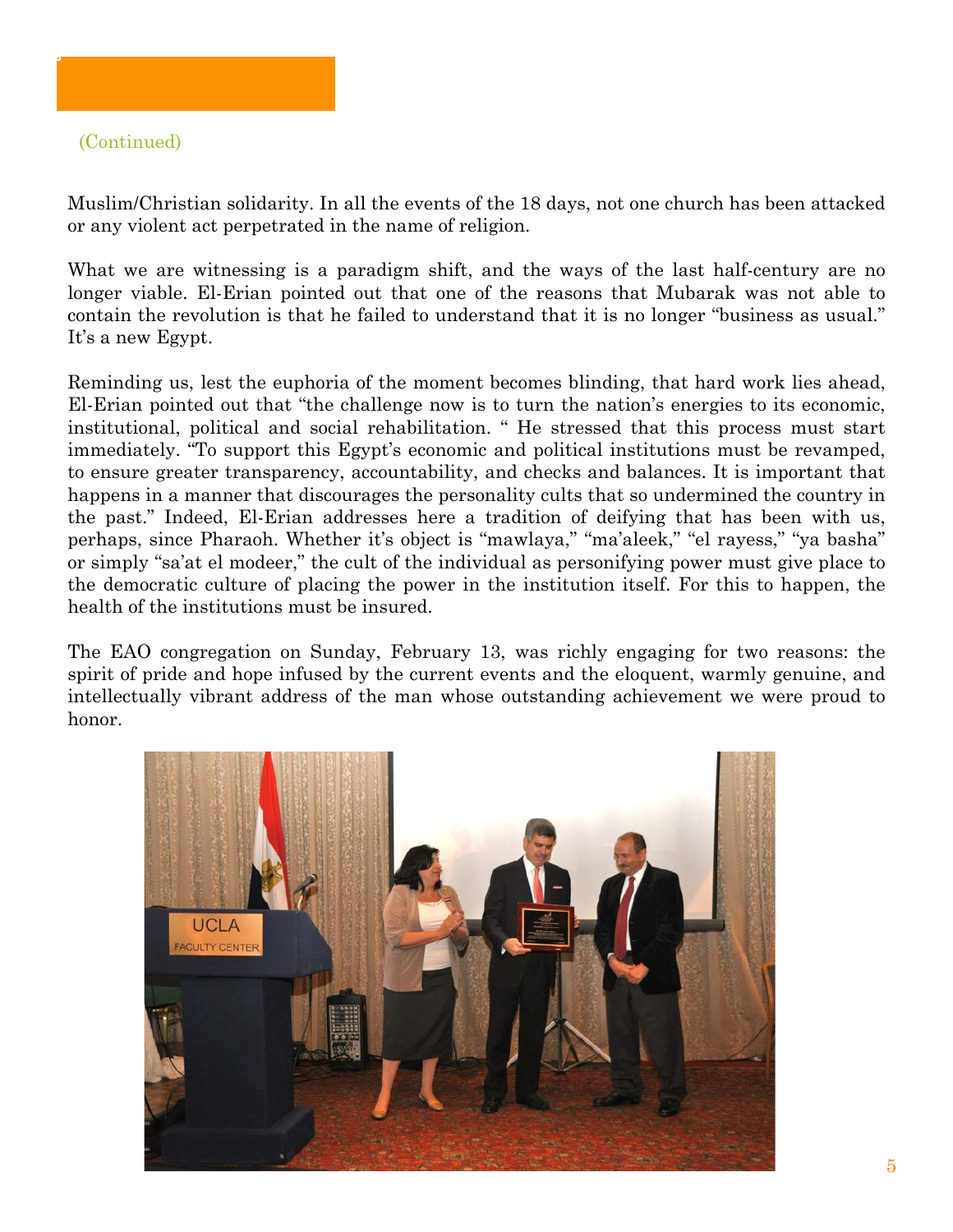(Continued)

Muslim/Christian solidarity. In all the events of the 18 days, not one church has been attacked or any violent act perpetrated in the name of religion.

What we are witnessing is a paradigm shift, and the ways of the last half-century are no longer viable. El-Erian pointed out that one of the reasons that Mubarak was not able to contain the revolution is that he failed to understand that it is no longer "business as usual." It's a new Egypt.

Reminding us, lest the euphoria of the moment becomes blinding, that hard work lies ahead, El-Erian pointed out that "the challenge now is to turn the nation's energies to its economic, institutional, political and social rehabilitation. " He stressed that this process must start immediately. "To support this Egypt's economic and political institutions must be revamped, to ensure greater transparency, accountability, and checks and balances. It is important that happens in a manner that discourages the personality cults that so undermined the country in the past." Indeed, El-Erian addresses here a tradition of deifying that has been with us, perhaps, since Pharaoh. Whether it's object is "mawlaya," "ma'aleek," "el rayess," "ya basha" or simply "sa'at el modeer," the cult of the individual as personifying power must give place to the democratic culture of placing the power in the institution itself. For this to happen, the health of the institutions must be insured.

The EAO congregation on Sunday, February 13, was richly engaging for two reasons: the spirit of pride and hope infused by the current events and the eloquent, warmly genuine, and intellectually vibrant address of the man whose outstanding achievement we were proud to honor.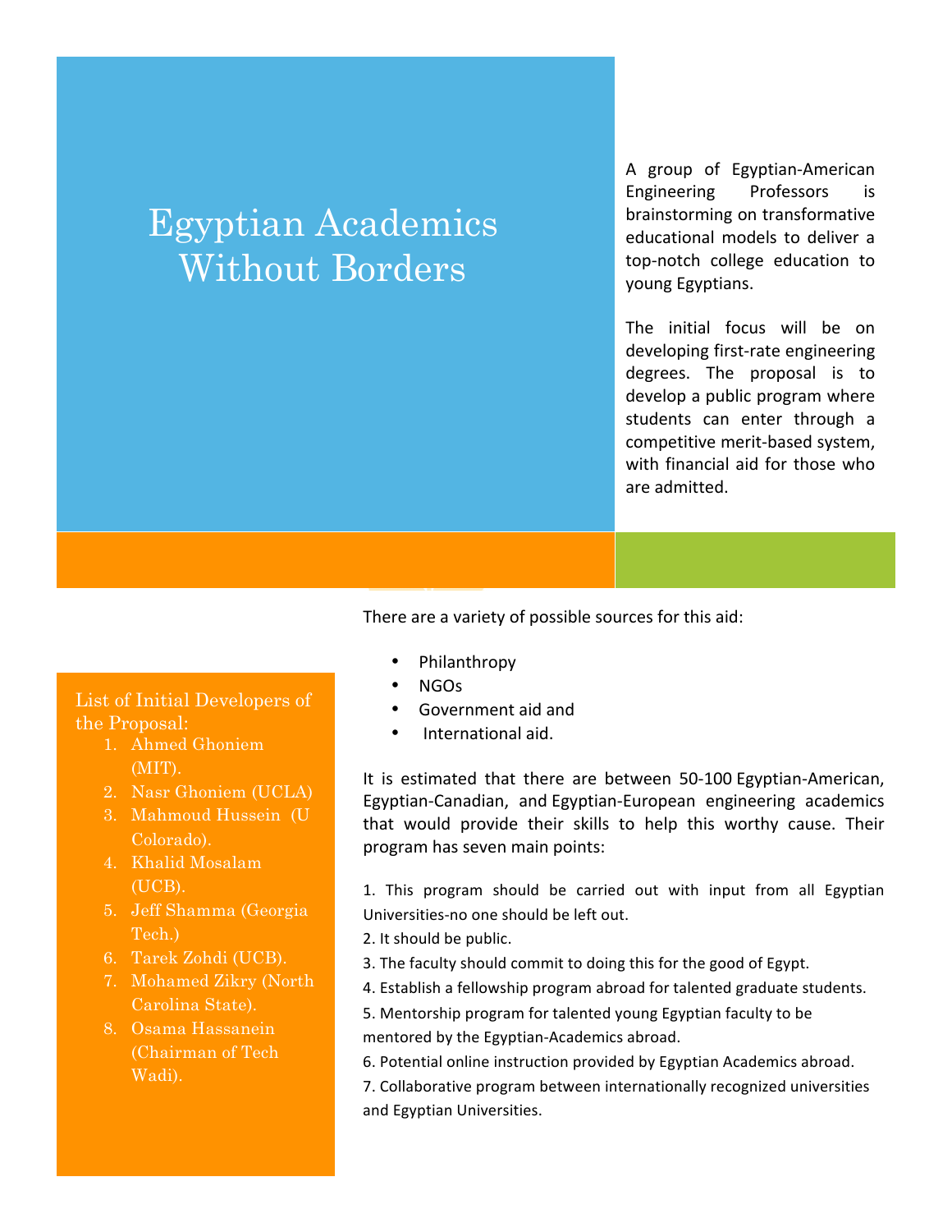# Egyptian Academics Without Borders

A group of Egyptian-American Engineering Professors is brainstorming on transformative educational models to deliver a top-notch college education to young Egyptians.

The initial focus will be on developing first-rate engineering degrees. The proposal is to develop a public program where students can enter through a competitive merit-based system, with financial aid for those who are admitted.

There are a variety of possible sources for this aid:

- Philanthropy
- NGOs
- Government aid and
- International aid.

It is estimated that there are between 50-100 Egyptian-American, Egyptian-Canadian, and Egyptian-European engineering academics that would provide their skills to help this worthy cause. Their program has seven main points:

1. This program should be carried out with input from all Egyptian Universities-no one should be left out.
2. It should be public.
3. The faculty should commit to doing this for the good of Egypt.
4. Establish a fellowship program abroad for talented graduate students.
5. Mentorship program for talented young Egyptian faculty to be mentored by the Egyptian-Academics abroad.
6. Potential online instruction provided by Egyptian Academics abroad.
7. Collaborative program between internationally recognized universities and Egyptian Universities.

List of Initial Developers of the Proposal:

1. Ahmed Ghoniem (MIT).
2. Nasr Ghoniem (UCLA)
3. Mahmoud Hussein (U Colorado).
4. Khalid Mosalam (UCB).
5. Jeff Shamma (Georgia Tech.)
6. Tarek Zohdi (UCB).
7. Mohamed Zikry (North Carolina State).
8. Osama Hassanein (Chairman of Tech Wadi).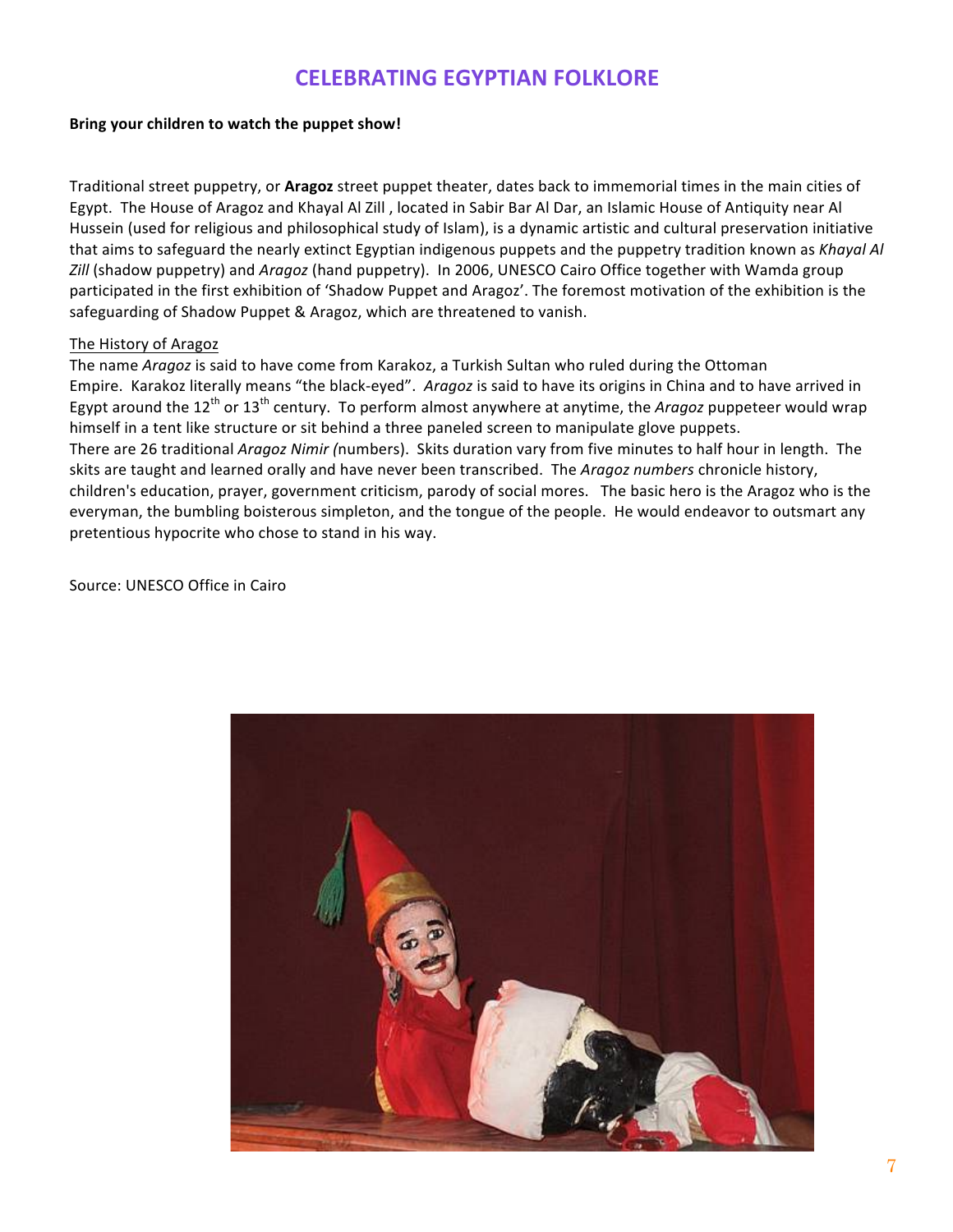# CELEBRATING EGYPTIAN FOLKLORE

**Bring your children to watch the puppet show!**

Traditional street puppetry, or **Aragoz** street puppet theater, dates back to immemorial times in the main cities of Egypt. The House of Aragoz and Khayal Al Zill , located in Sabir Bar Al Dar, an Islamic House of Antiquity near Al Hussein (used for religious and philosophical study of Islam), is a dynamic artistic and cultural preservation initiative that aims to safeguard the nearly extinct Egyptian indigenous puppets and the puppetry tradition known as *Khayal Al Zill* (shadow puppetry) and *Aragoz* (hand puppetry). In 2006, UNESCO Cairo Office together with Wamda group participated in the first exhibition of 'Shadow Puppet and Aragoz'. The foremost motivation of the exhibition is the safeguarding of Shadow Puppet & Aragoz, which are threatened to vanish.

<u>The History of Aragoz</u>

The name *Aragoz* is said to have come from Karakoz, a Turkish Sultan who ruled during the Ottoman Empire. Karakoz literally means "the black-eyed". *Aragoz* is said to have its origins in China and to have arrived in Egypt around the 12th or 13th century. To perform almost anywhere at anytime, the *Aragoz* puppeteer would wrap himself in a tent like structure or sit behind a three paneled screen to manipulate glove puppets.

There are 26 traditional *Aragoz Nimir (*numbers). Skits duration vary from five minutes to half hour in length. The skits are taught and learned orally and have never been transcribed. The *Aragoz numbers* chronicle history, children's education, prayer, government criticism, parody of social mores. The basic hero is the Aragoz who is the everyman, the bumbling boisterous simpleton, and the tongue of the people. He would endeavor to outsmart any pretentious hypocrite who chose to stand in his way.

Source: UNESCO Office in Cairo